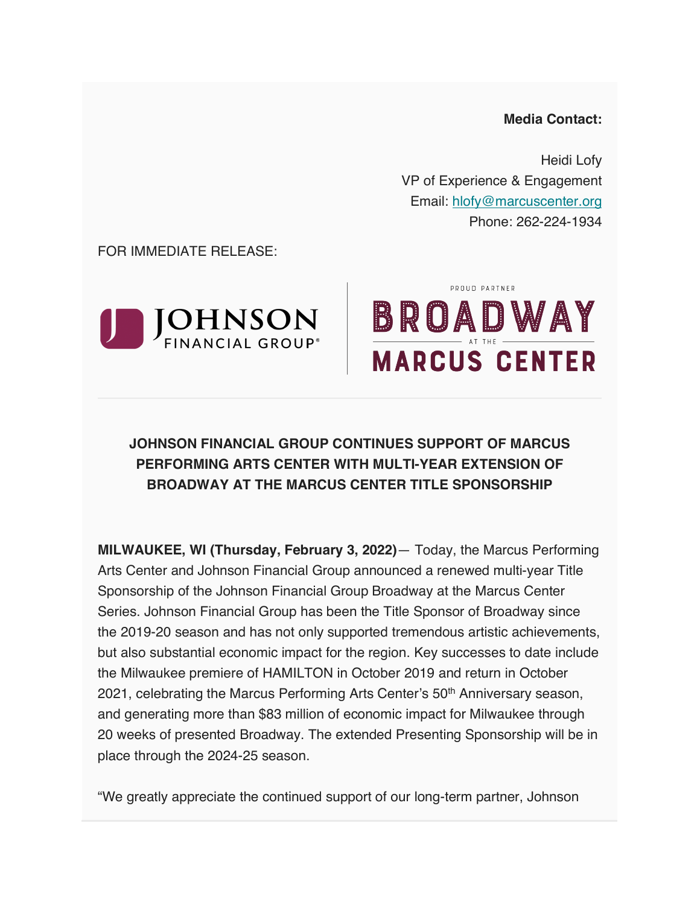**Media Contact:**

Heidi Lofy
VP of Experience & Engagement
Email: hlofy@marcuscenter.org
Phone: 262-224-1934

FOR IMMEDIATE RELEASE:

JOHNSON FINANCIAL GROUP

PROUD PARTNER BROADWAY AT THE MARCUS CENTER

## JOHNSON FINANCIAL GROUP CONTINUES SUPPORT OF MARCUS PERFORMING ARTS CENTER WITH MULTI-YEAR EXTENSION OF BROADWAY AT THE MARCUS CENTER TITLE SPONSORSHIP

**MILWAUKEE, WI (Thursday, February 3, 2022)**— Today, the Marcus Performing Arts Center and Johnson Financial Group announced a renewed multi-year Title Sponsorship of the Johnson Financial Group Broadway at the Marcus Center Series. Johnson Financial Group has been the Title Sponsor of Broadway since the 2019-20 season and has not only supported tremendous artistic achievements, but also substantial economic impact for the region. Key successes to date include the Milwaukee premiere of HAMILTON in October 2019 and return in October 2021, celebrating the Marcus Performing Arts Center's 50th Anniversary season, and generating more than $83 million of economic impact for Milwaukee through 20 weeks of presented Broadway. The extended Presenting Sponsorship will be in place through the 2024-25 season.

"We greatly appreciate the continued support of our long-term partner, Johnson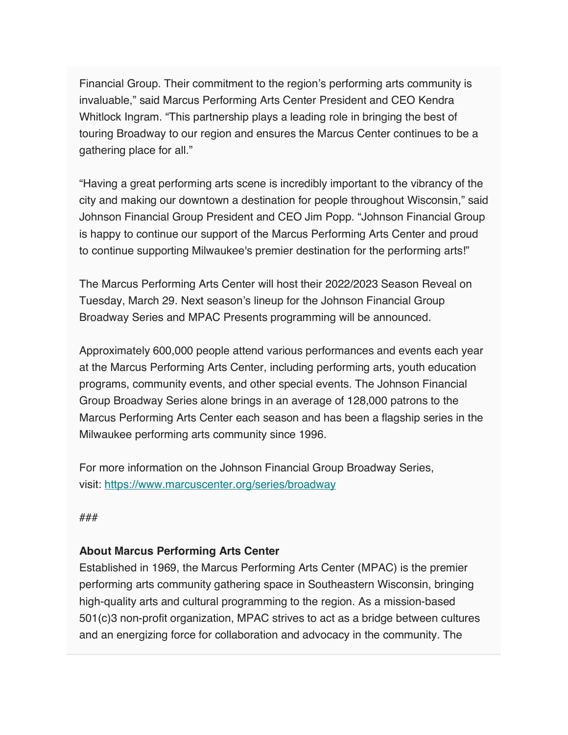Financial Group. Their commitment to the region's performing arts community is invaluable," said Marcus Performing Arts Center President and CEO Kendra Whitlock Ingram. "This partnership plays a leading role in bringing the best of touring Broadway to our region and ensures the Marcus Center continues to be a gathering place for all."

"Having a great performing arts scene is incredibly important to the vibrancy of the city and making our downtown a destination for people throughout Wisconsin," said Johnson Financial Group President and CEO Jim Popp. "Johnson Financial Group is happy to continue our support of the Marcus Performing Arts Center and proud to continue supporting Milwaukee's premier destination for the performing arts!"

The Marcus Performing Arts Center will host their 2022/2023 Season Reveal on Tuesday, March 29. Next season's lineup for the Johnson Financial Group Broadway Series and MPAC Presents programming will be announced.

Approximately 600,000 people attend various performances and events each year at the Marcus Performing Arts Center, including performing arts, youth education programs, community events, and other special events. The Johnson Financial Group Broadway Series alone brings in an average of 128,000 patrons to the Marcus Performing Arts Center each season and has been a flagship series in the Milwaukee performing arts community since 1996.

For more information on the Johnson Financial Group Broadway Series, visit: [https://www.marcuscenter.org/series/broadway](https://www.marcuscenter.org/series/broadway)

###

**About Marcus Performing Arts Center**
Established in 1969, the Marcus Performing Arts Center (MPAC) is the premier performing arts community gathering space in Southeastern Wisconsin, bringing high-quality arts and cultural programming to the region. As a mission-based 501(c)3 non-profit organization, MPAC strives to act as a bridge between cultures and an energizing force for collaboration and advocacy in the community. The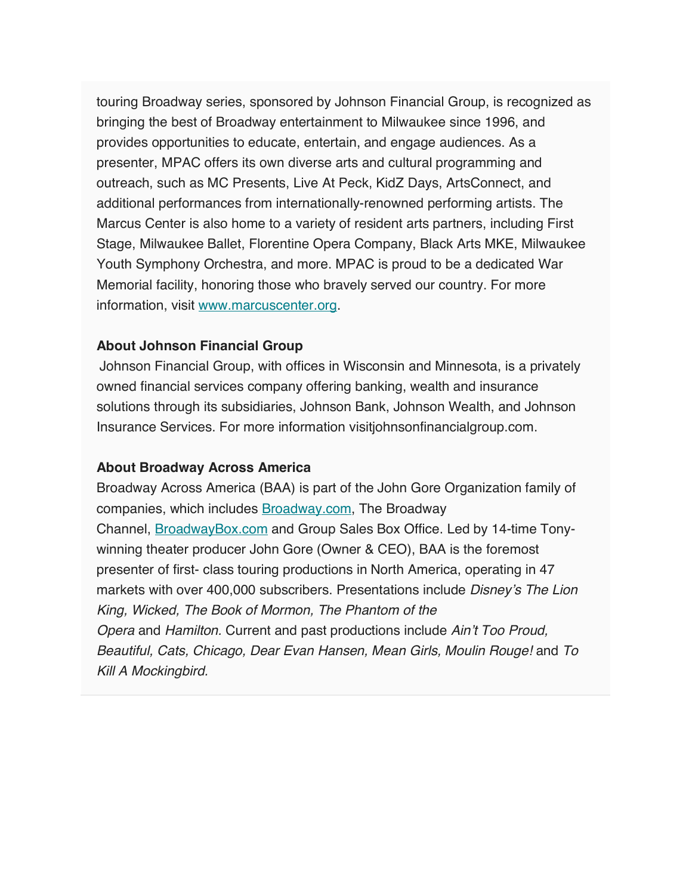touring Broadway series, sponsored by Johnson Financial Group, is recognized as bringing the best of Broadway entertainment to Milwaukee since 1996, and provides opportunities to educate, entertain, and engage audiences. As a presenter, MPAC offers its own diverse arts and cultural programming and outreach, such as MC Presents, Live At Peck, KidZ Days, ArtsConnect, and additional performances from internationally-renowned performing artists. The Marcus Center is also home to a variety of resident arts partners, including First Stage, Milwaukee Ballet, Florentine Opera Company, Black Arts MKE, Milwaukee Youth Symphony Orchestra, and more. MPAC is proud to be a dedicated War Memorial facility, honoring those who bravely served our country. For more information, visit [www.marcuscenter.org](www.marcuscenter.org).

**About Johnson Financial Group**

Johnson Financial Group, with offices in Wisconsin and Minnesota, is a privately owned financial services company offering banking, wealth and insurance solutions through its subsidiaries, Johnson Bank, Johnson Wealth, and Johnson Insurance Services. For more information visitjohnsonfinancialgroup.com.

**About Broadway Across America**

Broadway Across America (BAA) is part of the John Gore Organization family of companies, which includes [Broadway.com](Broadway.com), The Broadway Channel, [BroadwayBox.com](BroadwayBox.com) and Group Sales Box Office. Led by 14-time Tony-winning theater producer John Gore (Owner & CEO), BAA is the foremost presenter of first- class touring productions in North America, operating in 47 markets with over 400,000 subscribers. Presentations include *Disney's The Lion King, Wicked, The Book of Mormon, The Phantom of the Opera* and *Hamilton.* Current and past productions include *Ain't Too Proud, Beautiful, Cats, Chicago, Dear Evan Hansen, Mean Girls, Moulin Rouge!* and *To Kill A Mockingbird.*